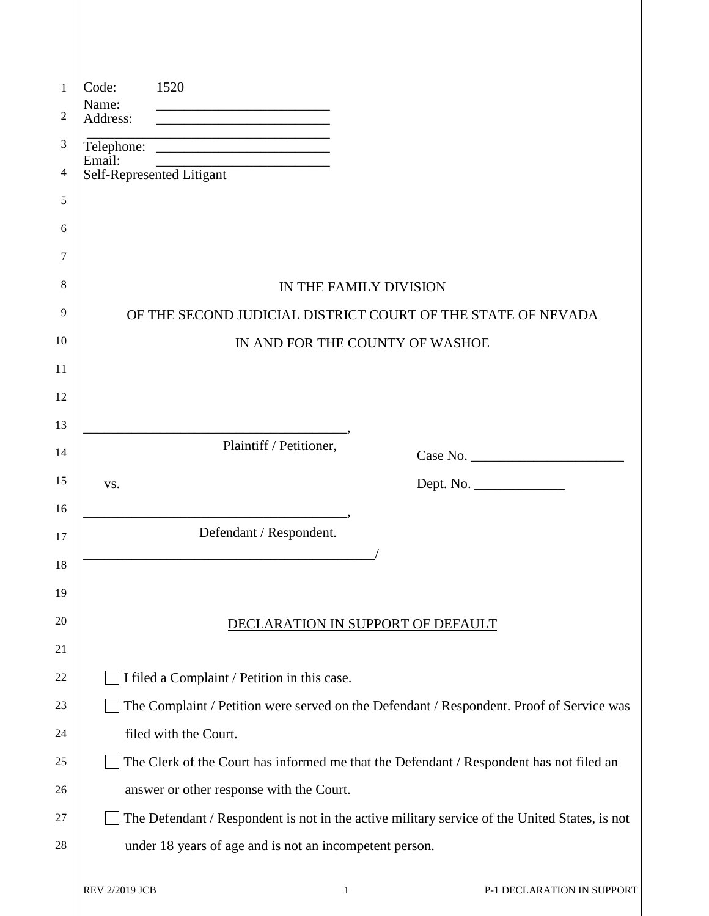Code: 1520
Name: ________________________
Address: ________________________
________________________________
Telephone: ________________________
Email: ________________________
Self-Represented Litigant

IN THE FAMILY DIVISION

OF THE SECOND JUDICIAL DISTRICT COURT OF THE STATE OF NEVADA

IN AND FOR THE COUNTY OF WASHOE

_____________________________________,
Plaintiff / Petitioner,

vs.

_____________________________________,
Defendant / Respondent.
__________________________________________/

Case No. ______________________

Dept. No. _____________

<u>DECLARATION IN SUPPORT OF DEFAULT</u>

- ☐ I filed a Complaint / Petition in this case.
- ☐ The Complaint / Petition were served on the Defendant / Respondent. Proof of Service was filed with the Court.
- ☐ The Clerk of the Court has informed me that the Defendant / Respondent has not filed an answer or other response with the Court.
- ☐ The Defendant / Respondent is not in the active military service of the United States, is not under 18 years of age and is not an incompetent person.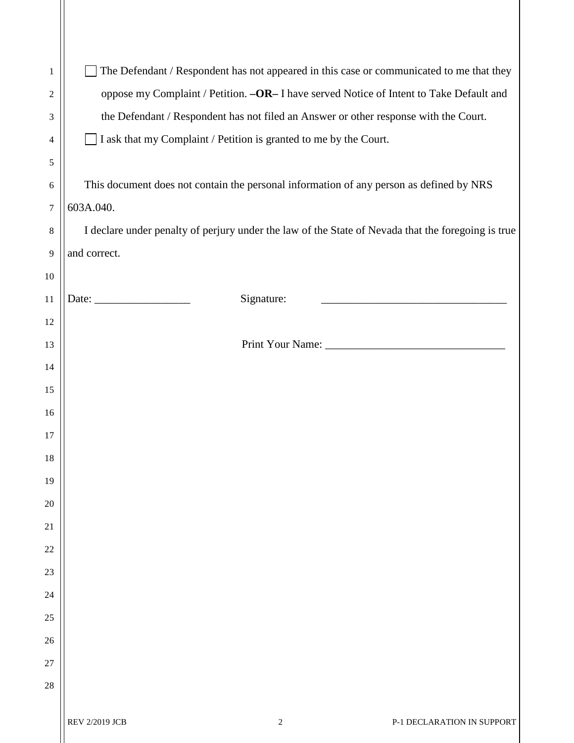☐ The Defendant / Respondent has not appeared in this case or communicated to me that they oppose my Complaint / Petition. **–OR–** I have served Notice of Intent to Take Default and the Defendant / Respondent has not filed an Answer or other response with the Court.

☐ I ask that my Complaint / Petition is granted to me by the Court.

This document does not contain the personal information of any person as defined by NRS 603A.040.

I declare under penalty of perjury under the law of the State of Nevada that the foregoing is true and correct.

Date: _________________ Signature: _________________________________

Print Your Name: _______________________________